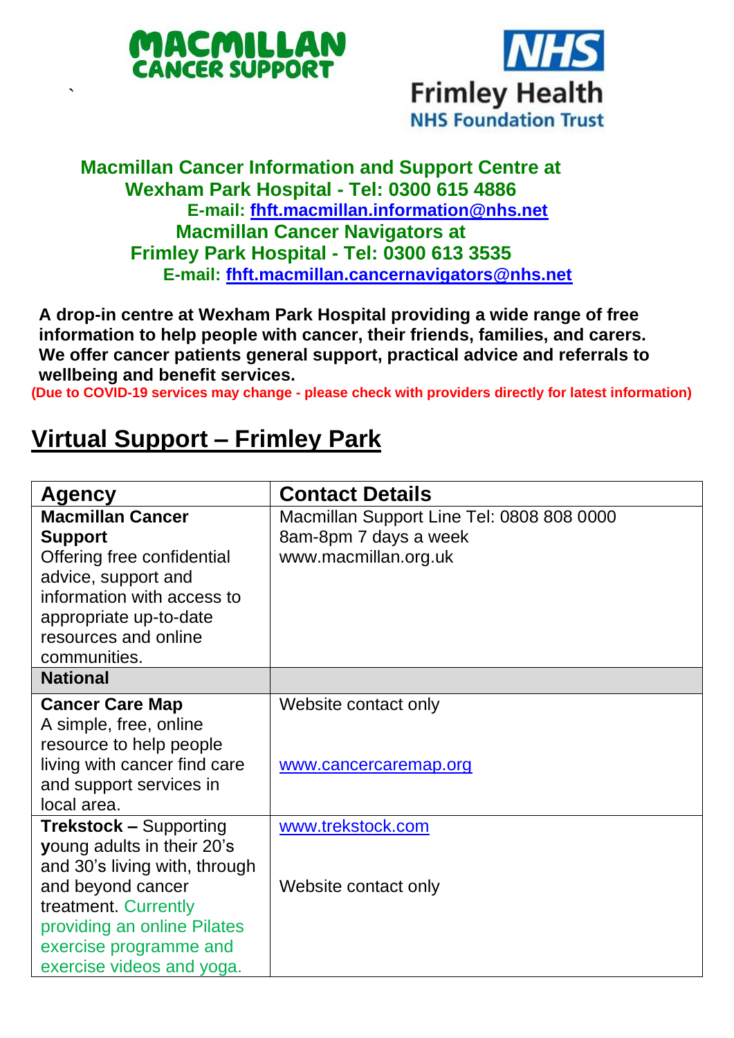**Macmillan Cancer Information and Support Centre at Wexham Park Hospital - Tel: 0300 615 4886**
**E-mail: fhft.macmillan.information@nhs.net**
**Macmillan Cancer Navigators at Frimley Park Hospital - Tel: 0300 613 3535**
**E-mail: fhft.macmillan.cancernavigators@nhs.net**

**A drop-in centre at Wexham Park Hospital providing a wide range of free information to help people with cancer, their friends, families, and carers. We offer cancer patients general support, practical advice and referrals to wellbeing and benefit services.**

**(Due to COVID-19 services may change - please check with providers directly for latest information)**

## Virtual Support – Frimley Park

| Agency | Contact Details |
|---|---|
| **Macmillan Cancer Support** Offering free confidential advice, support and information with access to appropriate up-to-date resources and online communities. | Macmillan Support Line Tel: 0808 808 0000 8am-8pm 7 days a week www.macmillan.org.uk |
| **National** | |
| **Cancer Care Map** A simple, free, online resource to help people living with cancer find care and support services in local area. | Website contact only www.cancercaremap.org |
| **Trekstock –** Supporting young adults in their 20's and 30's living with, through and beyond cancer treatment. Currently providing an online Pilates exercise programme and exercise videos and yoga. | www.trekstock.com Website contact only |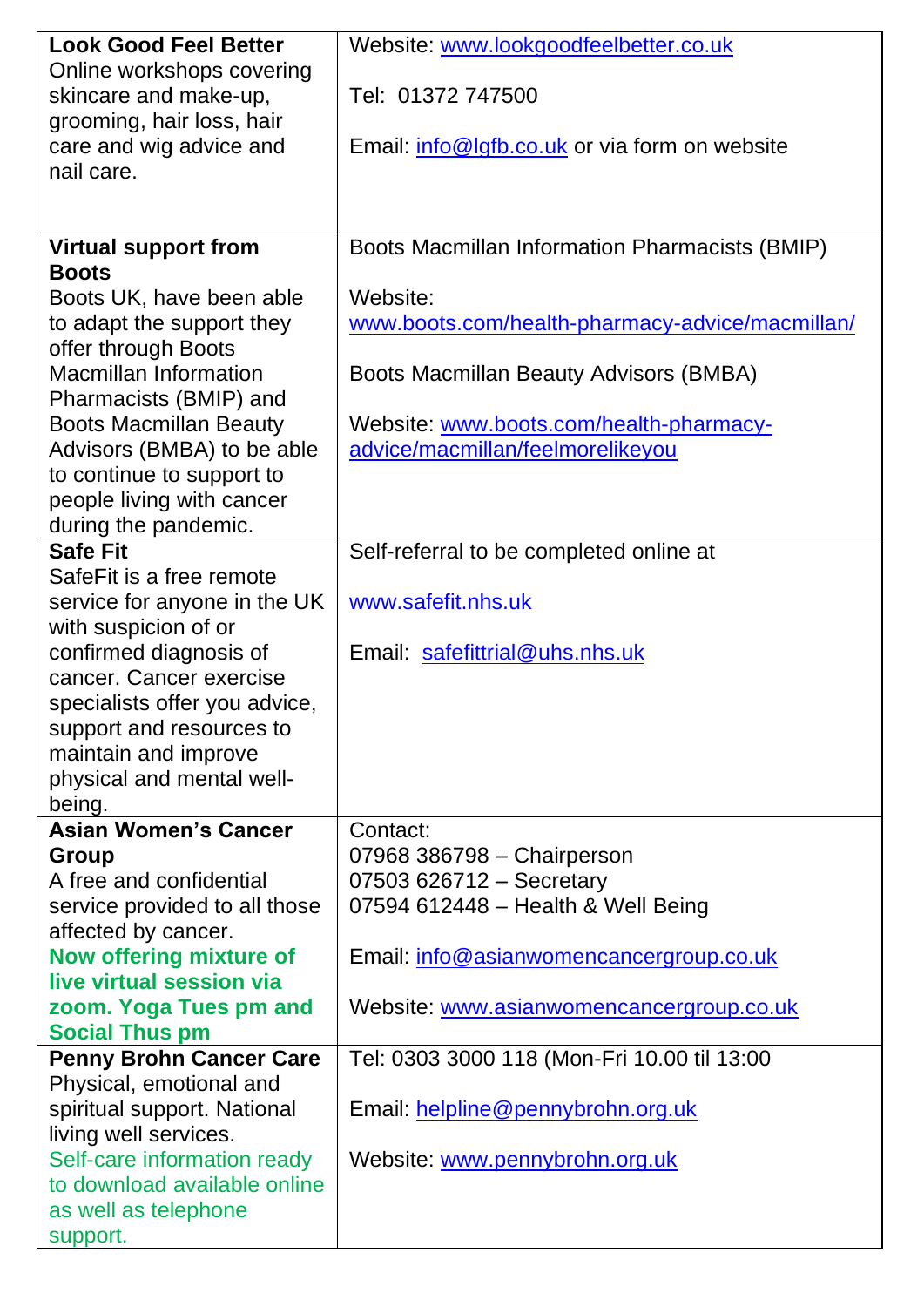| | |
|---|---|
| **Look Good Feel Better**<br>Online workshops covering skincare and make-up, grooming, hair loss, hair care and wig advice and nail care. | Website: www.lookgoodfeelbetter.co.uk<br><br>Tel: 01372 747500<br><br>Email: info@lgfb.co.uk or via form on website |
| **Virtual support from Boots**<br>Boots UK, have been able to adapt the support they offer through Boots Macmillan Information Pharmacists (BMIP) and Boots Macmillan Beauty Advisors (BMBA) to be able to continue to support to people living with cancer during the pandemic. | Boots Macmillan Information Pharmacists (BMIP)<br><br>Website:<br>www.boots.com/health-pharmacy-advice/macmillan/<br><br>Boots Macmillan Beauty Advisors (BMBA)<br><br>Website: www.boots.com/health-pharmacy-advice/macmillan/feelmorelikeyou |
| **Safe Fit**<br>SafeFit is a free remote service for anyone in the UK with suspicion of or confirmed diagnosis of cancer. Cancer exercise specialists offer you advice, support and resources to maintain and improve physical and mental well-being. | Self-referral to be completed online at<br><br>www.safefit.nhs.uk<br><br>Email: safefittrial@uhs.nhs.uk |
| **Asian Women's Cancer Group**<br>A free and confidential service provided to all those affected by cancer.<br>**Now offering mixture of live virtual session via zoom. Yoga Tues pm and Social Thus pm** | Contact:<br>07968 386798 – Chairperson<br>07503 626712 – Secretary<br>07594 612448 – Health & Well Being<br><br>Email: info@asianwomencancergroup.co.uk<br><br>Website: www.asianwomencancergroup.co.uk |
| **Penny Brohn Cancer Care**<br>Physical, emotional and spiritual support. National living well services.<br>Self-care information ready to download available online as well as telephone support. | Tel: 0303 3000 118 (Mon-Fri 10.00 til 13:00<br><br>Email: helpline@pennybrohn.org.uk<br><br>Website: www.pennybrohn.org.uk |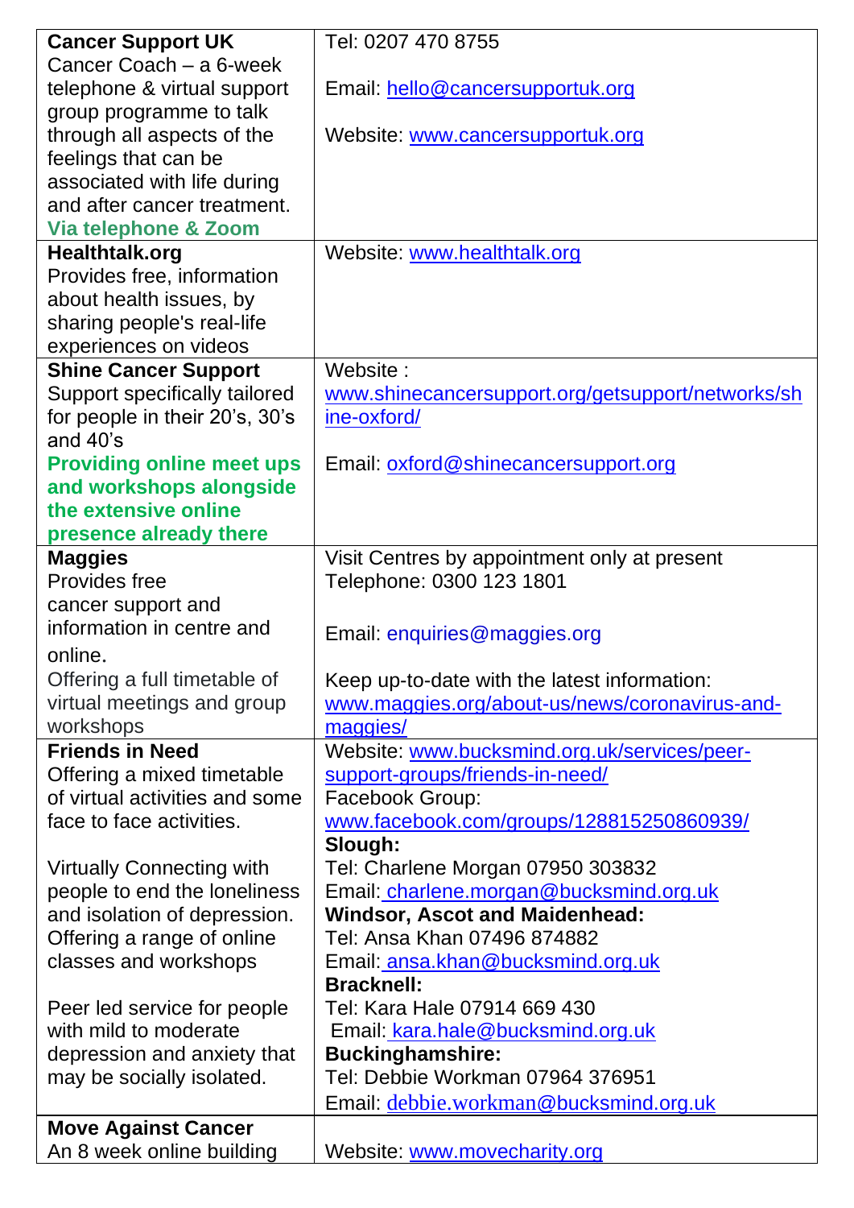| | |
|---|---|
| **Cancer Support UK**<br>Cancer Coach – a 6-week telephone & virtual support group programme to talk through all aspects of the feelings that can be associated with life during and after cancer treatment.<br>**Via telephone & Zoom** | Tel: 0207 470 8755<br><br>Email: hello@cancersupportuk.org<br><br>Website: www.cancersupportuk.org |
| **Healthtalk.org**<br>Provides free, information about health issues, by sharing people's real-life experiences on videos | Website: www.healthtalk.org |
| **Shine Cancer Support**<br>Support specifically tailored for people in their 20's, 30's and 40's<br>**Providing online meet ups and workshops alongside the extensive online presence already there** | Website : www.shinecancersupport.org/getsupport/networks/shine-oxford/<br><br>Email: oxford@shinecancersupport.org |
| **Maggies**<br>Provides free cancer support and information in centre and online.<br>Offering a full timetable of virtual meetings and group workshops | Visit Centres by appointment only at present<br>Telephone: 0300 123 1801<br><br>Email: enquiries@maggies.org<br><br>Keep up-to-date with the latest information: www.maggies.org/about-us/news/coronavirus-and-maggies/ |
| **Friends in Need**<br>Offering a mixed timetable of virtual activities and some face to face activities.<br><br>Virtually Connecting with people to end the loneliness and isolation of depression. Offering a range of online classes and workshops<br><br>Peer led service for people with mild to moderate depression and anxiety that may be socially isolated. | Website: www.bucksmind.org.uk/services/peer-support-groups/friends-in-need/<br>Facebook Group: www.facebook.com/groups/128815250860939/<br>**Slough:**<br>Tel: Charlene Morgan 07950 303832<br>Email: charlene.morgan@bucksmind.org.uk<br>**Windsor, Ascot and Maidenhead:**<br>Tel: Ansa Khan 07496 874882<br>Email: ansa.khan@bucksmind.org.uk<br>**Bracknell:**<br>Tel: Kara Hale 07914 669 430<br>Email: kara.hale@bucksmind.org.uk<br>**Buckinghamshire:**<br>Tel: Debbie Workman 07964 376951<br>Email: debbie.workman@bucksmind.org.uk |
| **Move Against Cancer**<br>An 8 week online building | Website: www.movecharity.org |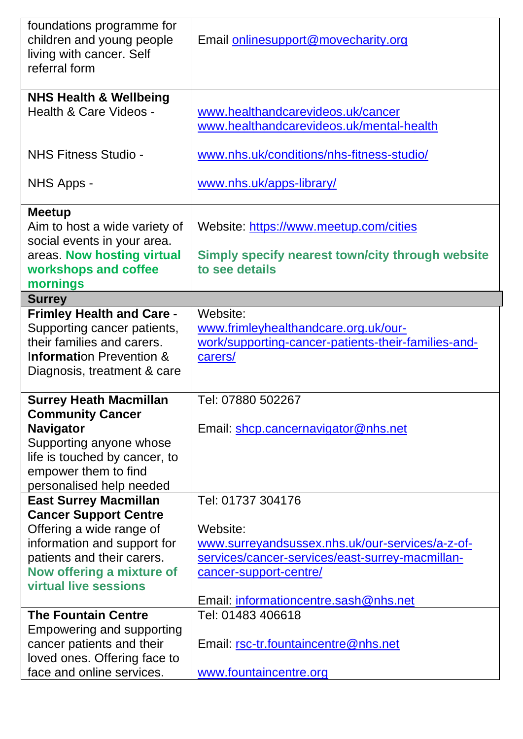| | |
|---|---|
| foundations programme for children and young people living with cancer. Self referral form | Email onlinesupport@movecharity.org |
| **NHS Health & Wellbeing**<br>Health & Care Videos -<br><br>NHS Fitness Studio -<br><br>NHS Apps - | www.healthandcarevideos.uk/cancer<br>www.healthandcarevideos.uk/mental-health<br><br>www.nhs.uk/conditions/nhs-fitness-studio/<br><br>www.nhs.uk/apps-library/ |
| **Meetup**<br>Aim to host a wide variety of social events in your area. areas. **Now hosting virtual workshops and coffee mornings** | Website: https://www.meetup.com/cities<br><br>**Simply specify nearest town/city through website to see details** |
| **Surrey** | |
| **Frimley Health and Care -** Supporting cancer patients, their families and carers. Information Prevention & Diagnosis, treatment & care | Website: www.frimleyhealthandcare.org.uk/our-work/supporting-cancer-patients-their-families-and-carers/ |
| **Surrey Heath Macmillan Community Cancer Navigator**<br>Supporting anyone whose life is touched by cancer, to empower them to find personalised help needed | Tel: 07880 502267<br><br>Email: shcp.cancernavigator@nhs.net |
| **East Surrey Macmillan Cancer Support Centre**<br>Offering a wide range of information and support for patients and their carers. **Now offering a mixture of virtual live sessions** | Tel: 01737 304176<br><br>Website: www.surreyandsussex.nhs.uk/our-services/a-z-of-services/cancer-services/east-surrey-macmillan-cancer-support-centre/<br><br>Email: informationcentre.sash@nhs.net |
| **The Fountain Centre**<br>Empowering and supporting cancer patients and their loved ones. Offering face to face and online services. | Tel: 01483 406618<br><br>Email: rsc-tr.fountaincentre@nhs.net<br><br>www.fountaincentre.org |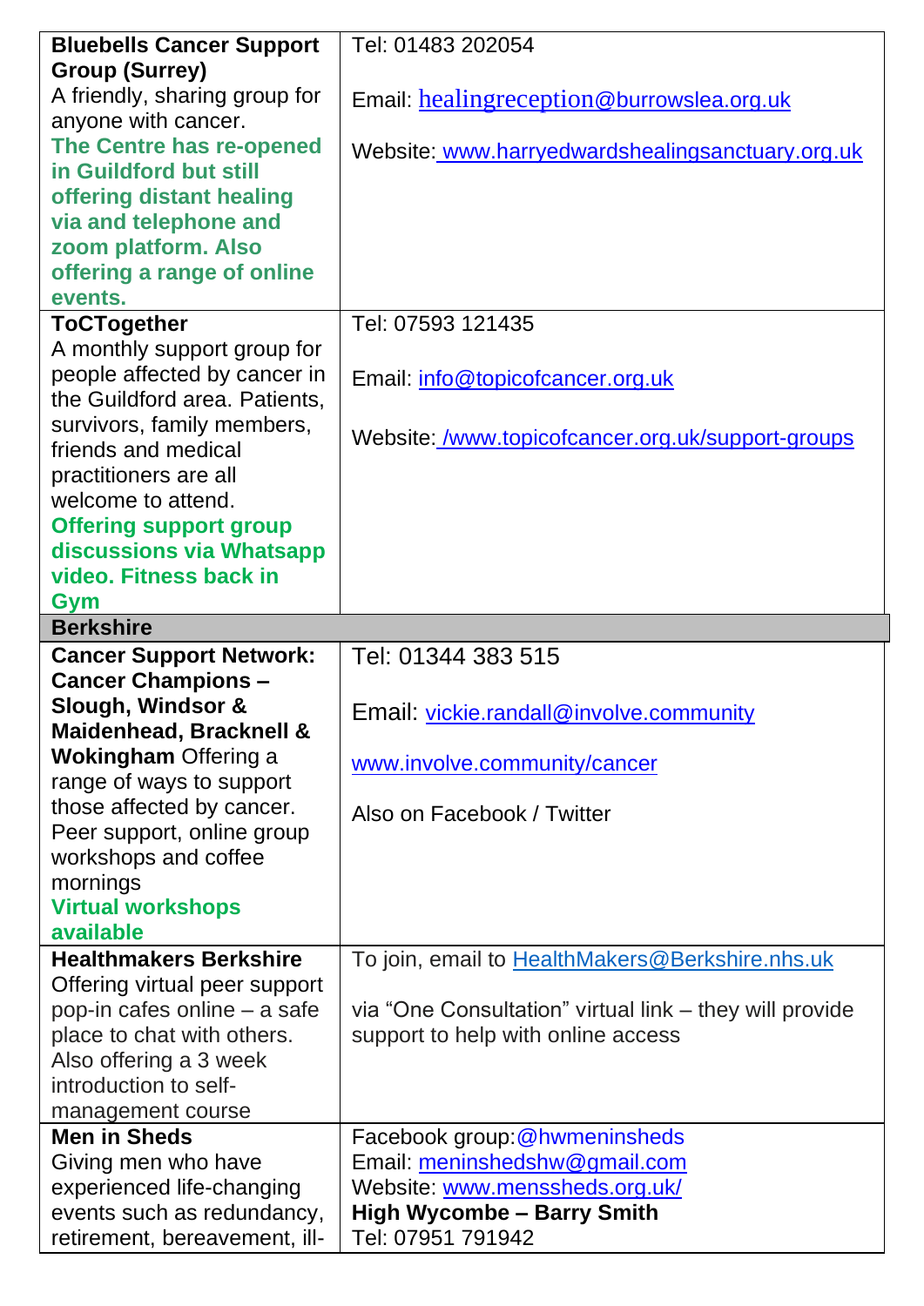| | |
|---|---|
| **Bluebells Cancer Support Group (Surrey)**<br>A friendly, sharing group for anyone with cancer.<br>**The Centre has re-opened in Guildford but still offering distant healing via and telephone and zoom platform. Also offering a range of online events.** | Tel: 01483 202054<br><br>Email: healingreception@burrowslea.org.uk<br><br>Website: www.harryedwardshealingsanctuary.org.uk |
| **ToCTogether**<br>A monthly support group for people affected by cancer in the Guildford area. Patients, survivors, family members, friends and medical practitioners are all welcome to attend.<br>**Offering support group discussions via Whatsapp video. Fitness back in Gym** | Tel: 07593 121435<br><br>Email: info@topicofcancer.org.uk<br><br>Website: /www.topicofcancer.org.uk/support-groups |
| **Berkshire** | |
| **Cancer Support Network: Cancer Champions – Slough, Windsor & Maidenhead, Bracknell & Wokingham** Offering a range of ways to support those affected by cancer. Peer support, online group workshops and coffee mornings<br>**Virtual workshops available** | Tel: 01344 383 515<br><br>Email: vickie.randall@involve.community<br><br>www.involve.community/cancer<br><br>Also on Facebook / Twitter |
| **Healthmakers Berkshire**<br>Offering virtual peer support pop-in cafes online – a safe place to chat with others. Also offering a 3 week introduction to self-management course | To join, email to HealthMakers@Berkshire.nhs.uk<br><br>via "One Consultation" virtual link – they will provide support to help with online access |
| **Men in Sheds**<br>Giving men who have experienced life-changing events such as redundancy, retirement, bereavement, ill- | Facebook group:@hwmeninsheds<br>Email: meninshedshw@gmail.com<br>Website: www.menssheds.org.uk/<br>**High Wycombe – Barry Smith**<br>Tel: 07951 791942 |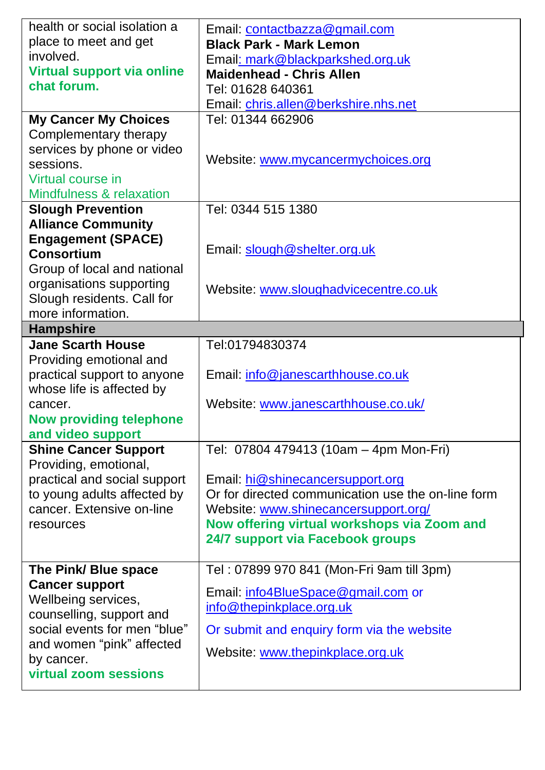| | |
|---|---|
| health or social isolation a place to meet and get involved. **Virtual support via online chat forum.** | Email: contactbazza@gmail.com<br>**Black Park - Mark Lemon**<br>Email: mark@blackparkshed.org.uk<br>**Maidenhead - Chris Allen**<br>Tel: 01628 640361<br>Email: chris.allen@berkshire.nhs.net |
| **My Cancer My Choices**<br>Complementary therapy services by phone or video sessions.<br>Virtual course in Mindfulness & relaxation | Tel: 01344 662906<br><br>Website: www.mycancermychoices.org |
| **Slough Prevention Alliance Community Engagement (SPACE) Consortium**<br>Group of local and national organisations supporting Slough residents. Call for more information. | Tel: 0344 515 1380<br><br>Email: slough@shelter.org.uk<br><br>Website: www.sloughadvicecentre.co.uk |
| **Hampshire** | |
| **Jane Scarth House**<br>Providing emotional and practical support to anyone whose life is affected by cancer.<br>**Now providing telephone and video support** | Tel:01794830374<br><br>Email: info@janescarthhouse.co.uk<br><br>Website: www.janescarthhouse.co.uk/ |
| **Shine Cancer Support**<br>Providing, emotional, practical and social support to young adults affected by cancer. Extensive on-line resources | Tel: 07804 479413 (10am – 4pm Mon-Fri)<br><br>Email: hi@shinecancersupport.org<br>Or for directed communication use the on-line form<br>Website: www.shinecancersupport.org/<br>**Now offering virtual workshops via Zoom and 24/7 support via Facebook groups** |
| **The Pink/ Blue space Cancer support**<br>Wellbeing services, counselling, support and social events for men "blue" and women "pink" affected by cancer.<br>**virtual zoom sessions** | Tel : 07899 970 841 (Mon-Fri 9am till 3pm)<br><br>Email: info4BlueSpace@gmail.com or info@thepinkplace.org.uk<br><br>Or submit and enquiry form via the website<br><br>Website: www.thepinkplace.org.uk |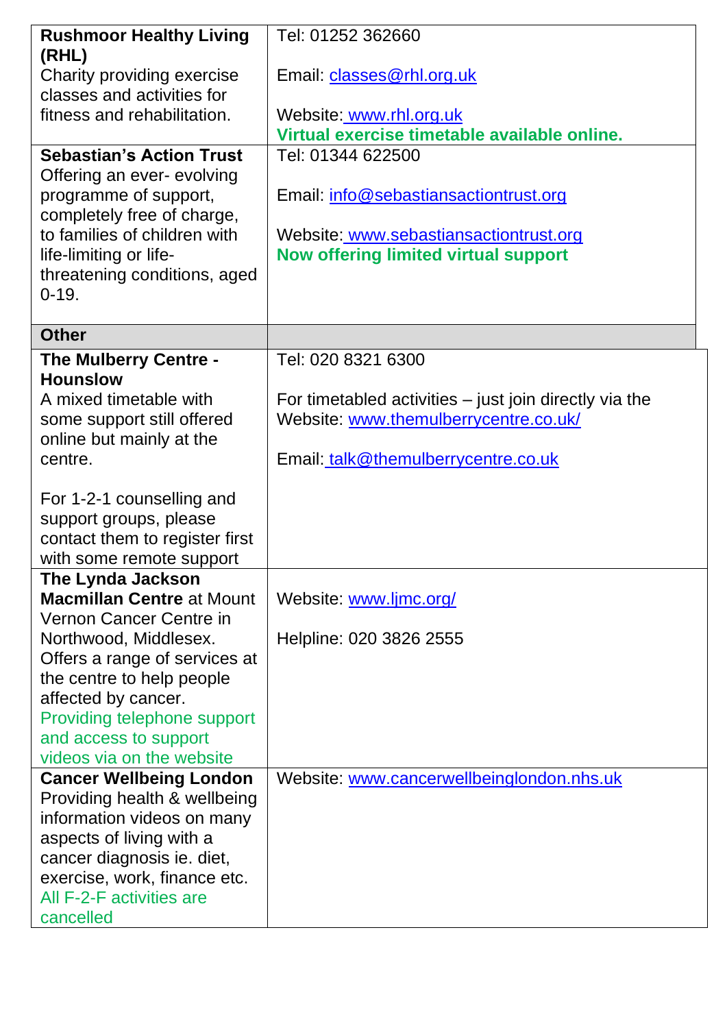| | |
|---|---|
| **Rushmoor Healthy Living (RHL)**<br>Charity providing exercise classes and activities for fitness and rehabilitation. | Tel: 01252 362660<br><br>Email: classes@rhl.org.uk<br><br>Website: www.rhl.org.uk<br>**Virtual exercise timetable available online.** |
| **Sebastian's Action Trust**<br>Offering an ever- evolving programme of support, completely free of charge, to families of children with life-limiting or life-threatening conditions, aged 0-19. | Tel: 01344 622500<br><br>Email: info@sebastiansactiontrust.org<br><br>Website: www.sebastiansactiontrust.org<br>**Now offering limited virtual support** |
| **Other** | |
| **The Mulberry Centre - Hounslow**<br>A mixed timetable with some support still offered online but mainly at the centre.<br><br>For 1-2-1 counselling and support groups, please contact them to register first with some remote support | Tel: 020 8321 6300<br><br>For timetabled activities – just join directly via the Website: www.themulberrycentre.co.uk/<br><br>Email: talk@themulberrycentre.co.uk |
| **The Lynda Jackson Macmillan Centre** at Mount Vernon Cancer Centre in Northwood, Middlesex.<br>Offers a range of services at the centre to help people affected by cancer.<br>Providing telephone support and access to support videos via on the website | Website: www.ljmc.org/<br><br>Helpline: 020 3826 2555 |
| **Cancer Wellbeing London**<br>Providing health & wellbeing information videos on many aspects of living with a cancer diagnosis ie. diet, exercise, work, finance etc.<br>All F-2-F activities are cancelled | Website: www.cancerwellbeinglondon.nhs.uk |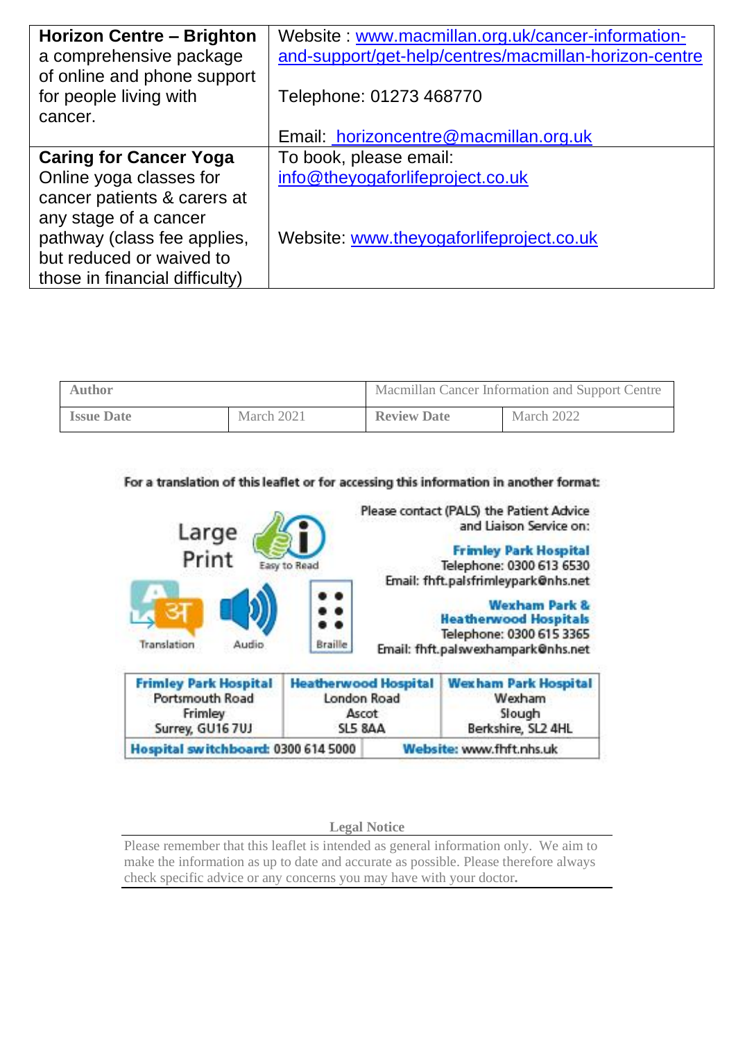| | |
|---|---|
| **Horizon Centre – Brighton** a comprehensive package of online and phone support for people living with cancer. | Website : www.macmillan.org.uk/cancer-information-and-support/get-help/centres/macmillan-horizon-centre<br><br>Telephone: 01273 468770<br><br>Email: horizoncentre@macmillan.org.uk |
| **Caring for Cancer Yoga** Online yoga classes for cancer patients & carers at any stage of a cancer pathway (class fee applies, but reduced or waived to those in financial difficulty) | To book, please email: info@theyogaforlifeproject.co.uk<br><br>Website: www.theyogaforlifeproject.co.uk |

| | | | |
|---|---|---|---|
| **Author** | | Macmillan Cancer Information and Support Centre | |
| **Issue Date** | March 2021 | **Review Date** | March 2022 |

**For a translation of this leaflet or for accessing this information in another format:**

Large Print, Easy to Read, Translation, Audio, Braille

Please contact (PALS) the Patient Advice and Liaison Service on:

**Frimley Park Hospital**
Telephone: 0300 613 6530
Email: fhft.palsfrimleypark@nhs.net

**Wexham Park & Heatherwood Hospitals**
Telephone: 0300 615 3365
Email: fhft.palswexhampark@nhs.net

| **Frimley Park Hospital** | **Heatherwood Hospital** | **Wexham Park Hospital** |
|---|---|---|
| Portsmouth Road<br>Frimley<br>Surrey, GU16 7UJ | London Road<br>Ascot<br>SL5 8AA | Wexham<br>Slough<br>Berkshire, SL2 4HL |
| **Hospital switchboard:** 0300 614 5000 | **Website:** www.fhft.nhs.uk | |

**Legal Notice**

Please remember that this leaflet is intended as general information only. We aim to make the information as up to date and accurate as possible. Please therefore always check specific advice or any concerns you may have with your doctor.